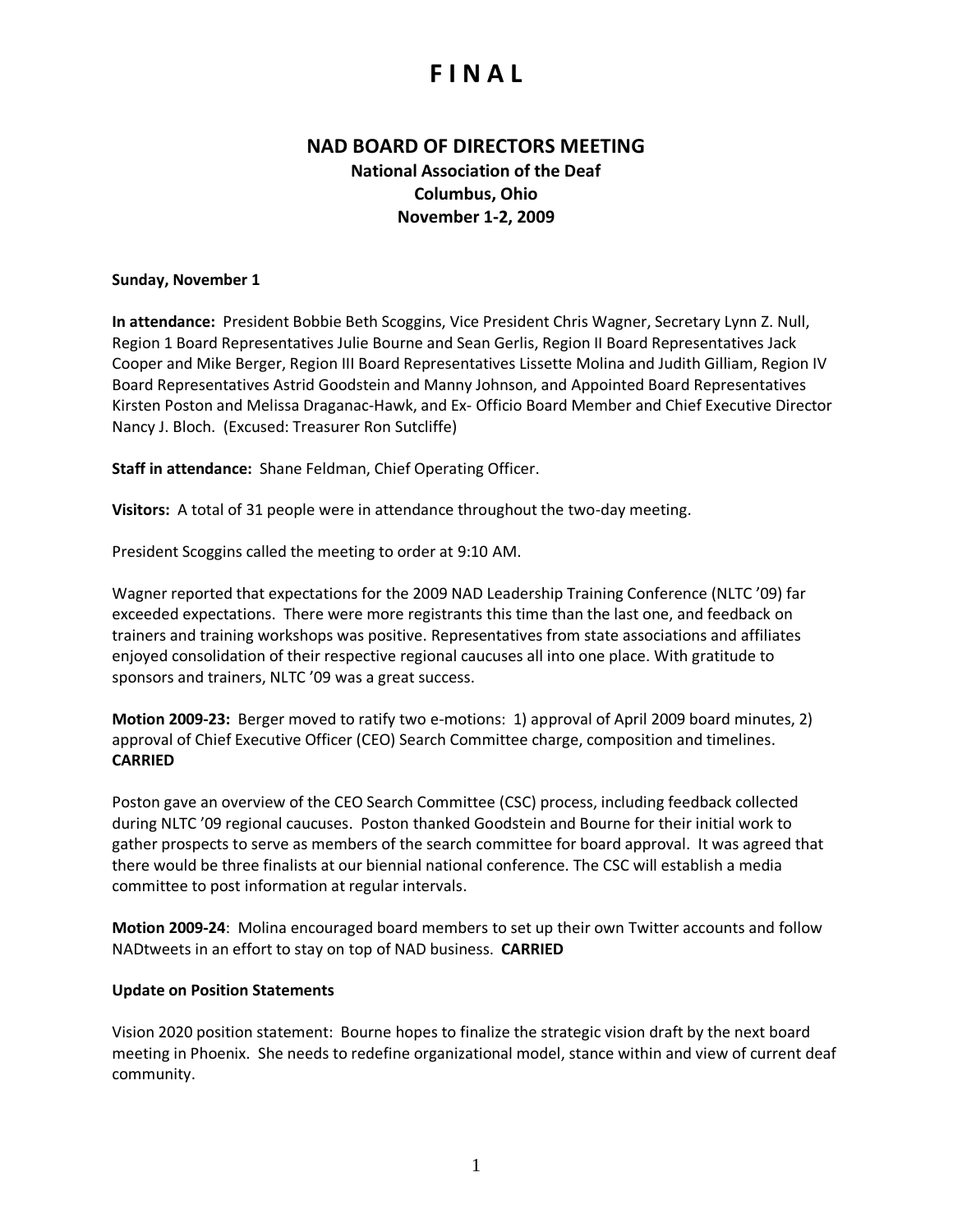# F I N A L

## NAD BOARD OF DIRECTORS MEETING

**National Association of the Deaf**
**Columbus, Ohio**
**November 1-2, 2009**

**Sunday, November 1**

**In attendance:** President Bobbie Beth Scoggins, Vice President Chris Wagner, Secretary Lynn Z. Null, Region 1 Board Representatives Julie Bourne and Sean Gerlis, Region II Board Representatives Jack Cooper and Mike Berger, Region III Board Representatives Lissette Molina and Judith Gilliam, Region IV Board Representatives Astrid Goodstein and Manny Johnson, and Appointed Board Representatives Kirsten Poston and Melissa Draganac-Hawk, and Ex- Officio Board Member and Chief Executive Director Nancy J. Bloch. (Excused: Treasurer Ron Sutcliffe)

**Staff in attendance:** Shane Feldman, Chief Operating Officer.

**Visitors:** A total of 31 people were in attendance throughout the two-day meeting.

President Scoggins called the meeting to order at 9:10 AM.

Wagner reported that expectations for the 2009 NAD Leadership Training Conference (NLTC '09) far exceeded expectations. There were more registrants this time than the last one, and feedback on trainers and training workshops was positive. Representatives from state associations and affiliates enjoyed consolidation of their respective regional caucuses all into one place. With gratitude to sponsors and trainers, NLTC '09 was a great success.

**Motion 2009-23:** Berger moved to ratify two e-motions: 1) approval of April 2009 board minutes, 2) approval of Chief Executive Officer (CEO) Search Committee charge, composition and timelines. **CARRIED**

Poston gave an overview of the CEO Search Committee (CSC) process, including feedback collected during NLTC '09 regional caucuses. Poston thanked Goodstein and Bourne for their initial work to gather prospects to serve as members of the search committee for board approval. It was agreed that there would be three finalists at our biennial national conference. The CSC will establish a media committee to post information at regular intervals.

**Motion 2009-24**: Molina encouraged board members to set up their own Twitter accounts and follow NADtweets in an effort to stay on top of NAD business. **CARRIED**

**Update on Position Statements**

Vision 2020 position statement: Bourne hopes to finalize the strategic vision draft by the next board meeting in Phoenix. She needs to redefine organizational model, stance within and view of current deaf community.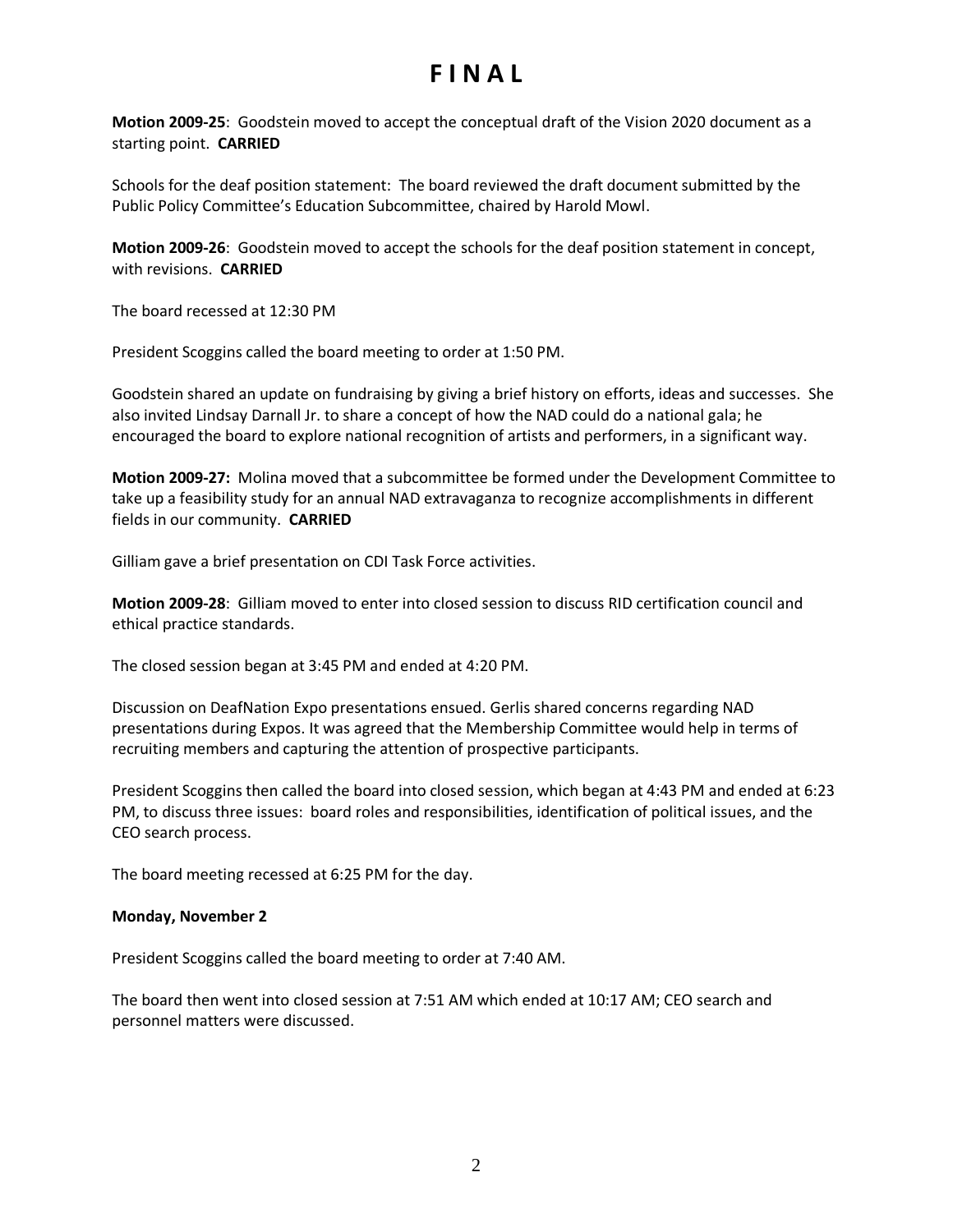# F I N A L

**Motion 2009-25**: Goodstein moved to accept the conceptual draft of the Vision 2020 document as a starting point. **CARRIED**

Schools for the deaf position statement: The board reviewed the draft document submitted by the Public Policy Committee's Education Subcommittee, chaired by Harold Mowl.

**Motion 2009-26**: Goodstein moved to accept the schools for the deaf position statement in concept, with revisions. **CARRIED**

The board recessed at 12:30 PM

President Scoggins called the board meeting to order at 1:50 PM.

Goodstein shared an update on fundraising by giving a brief history on efforts, ideas and successes. She also invited Lindsay Darnall Jr. to share a concept of how the NAD could do a national gala; he encouraged the board to explore national recognition of artists and performers, in a significant way.

**Motion 2009-27:** Molina moved that a subcommittee be formed under the Development Committee to take up a feasibility study for an annual NAD extravaganza to recognize accomplishments in different fields in our community. **CARRIED**

Gilliam gave a brief presentation on CDI Task Force activities.

**Motion 2009-28**: Gilliam moved to enter into closed session to discuss RID certification council and ethical practice standards.

The closed session began at 3:45 PM and ended at 4:20 PM.

Discussion on DeafNation Expo presentations ensued. Gerlis shared concerns regarding NAD presentations during Expos. It was agreed that the Membership Committee would help in terms of recruiting members and capturing the attention of prospective participants.

President Scoggins then called the board into closed session, which began at 4:43 PM and ended at 6:23 PM, to discuss three issues: board roles and responsibilities, identification of political issues, and the CEO search process.

The board meeting recessed at 6:25 PM for the day.

**Monday, November 2**

President Scoggins called the board meeting to order at 7:40 AM.

The board then went into closed session at 7:51 AM which ended at 10:17 AM; CEO search and personnel matters were discussed.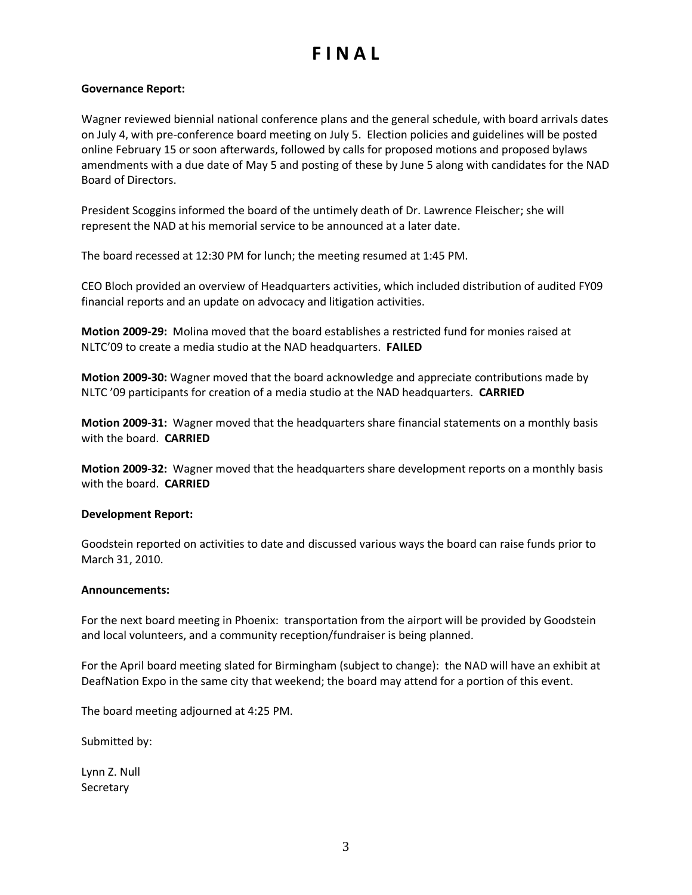# F I N A L

**Governance Report:**

Wagner reviewed biennial national conference plans and the general schedule, with board arrivals dates on July 4, with pre-conference board meeting on July 5. Election policies and guidelines will be posted online February 15 or soon afterwards, followed by calls for proposed motions and proposed bylaws amendments with a due date of May 5 and posting of these by June 5 along with candidates for the NAD Board of Directors.

President Scoggins informed the board of the untimely death of Dr. Lawrence Fleischer; she will represent the NAD at his memorial service to be announced at a later date.

The board recessed at 12:30 PM for lunch; the meeting resumed at 1:45 PM.

CEO Bloch provided an overview of Headquarters activities, which included distribution of audited FY09 financial reports and an update on advocacy and litigation activities.

**Motion 2009-29:** Molina moved that the board establishes a restricted fund for monies raised at NLTC'09 to create a media studio at the NAD headquarters. **FAILED**

**Motion 2009-30:** Wagner moved that the board acknowledge and appreciate contributions made by NLTC '09 participants for creation of a media studio at the NAD headquarters. **CARRIED**

**Motion 2009-31:** Wagner moved that the headquarters share financial statements on a monthly basis with the board. **CARRIED**

**Motion 2009-32:** Wagner moved that the headquarters share development reports on a monthly basis with the board. **CARRIED**

**Development Report:**

Goodstein reported on activities to date and discussed various ways the board can raise funds prior to March 31, 2010.

**Announcements:**

For the next board meeting in Phoenix: transportation from the airport will be provided by Goodstein and local volunteers, and a community reception/fundraiser is being planned.

For the April board meeting slated for Birmingham (subject to change): the NAD will have an exhibit at DeafNation Expo in the same city that weekend; the board may attend for a portion of this event.

The board meeting adjourned at 4:25 PM.

Submitted by:

Lynn Z. Null
Secretary